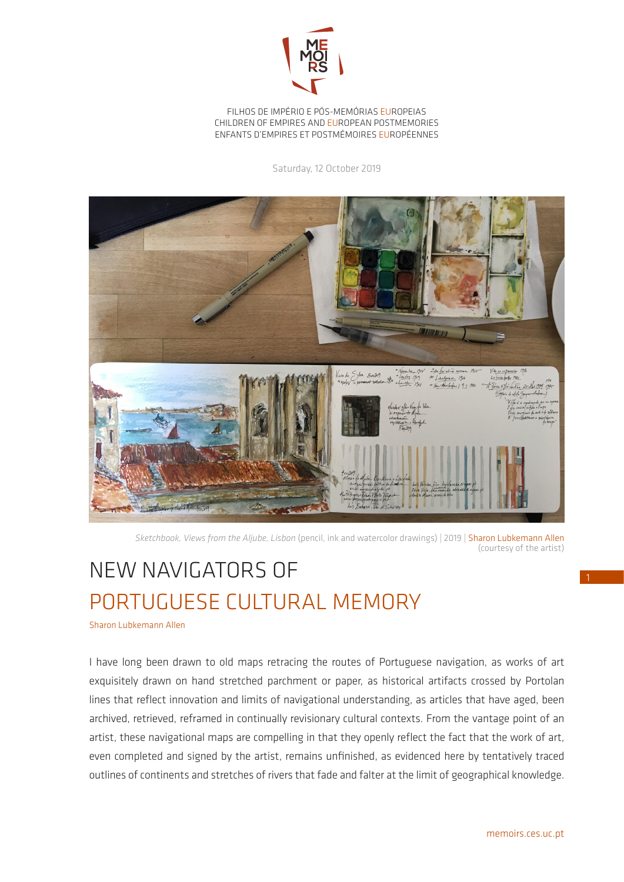FILHOS DE IMPÉRIO E PÓS-MEMÓRIAS EUROPEIAS
CHILDREN OF EMPIRES AND EUROPEAN POSTMEMORIES
ENFANTS D'EMPIRES ET POSTMÉMOIRES EUROPÉENNES

Saturday, 12 October 2019

*Sketchbook, Views from the Aljube, Lisbon* (pencil, ink and watercolor drawings) | 2019 | Sharon Lubkemann Allen (courtesy of the artist)

# NEW NAVIGATORS OF PORTUGUESE CULTURAL MEMORY

Sharon Lubkemann Allen

I have long been drawn to old maps retracing the routes of Portuguese navigation, as works of art exquisitely drawn on hand stretched parchment or paper, as historical artifacts crossed by Portolan lines that reflect innovation and limits of navigational understanding, as articles that have aged, been archived, retrieved, reframed in continually revisionary cultural contexts. From the vantage point of an artist, these navigational maps are compelling in that they openly reflect the fact that the work of art, even completed and signed by the artist, remains unfinished, as evidenced here by tentatively traced outlines of continents and stretches of rivers that fade and falter at the limit of geographical knowledge.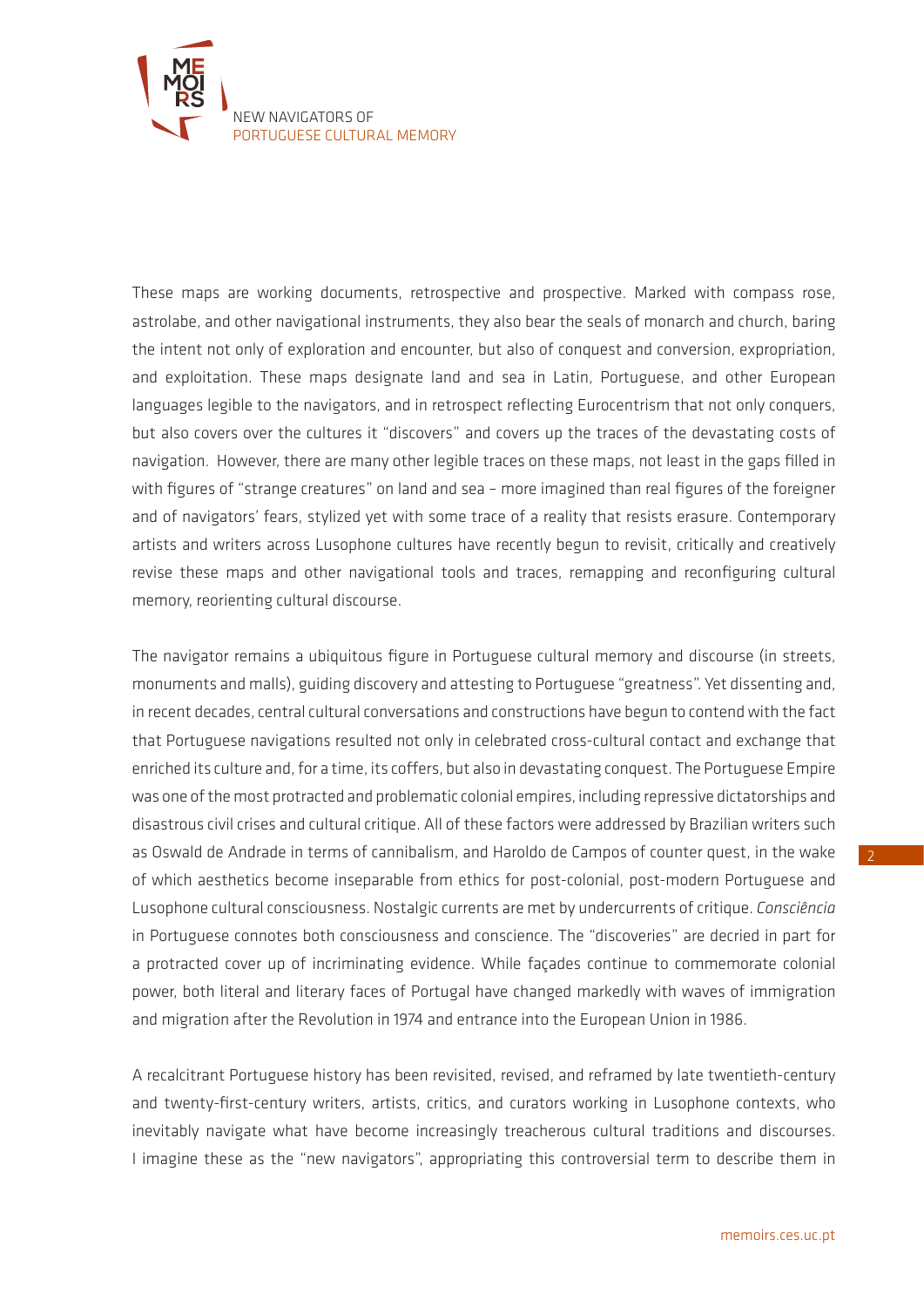These maps are working documents, retrospective and prospective. Marked with compass rose, astrolabe, and other navigational instruments, they also bear the seals of monarch and church, baring the intent not only of exploration and encounter, but also of conquest and conversion, expropriation, and exploitation. These maps designate land and sea in Latin, Portuguese, and other European languages legible to the navigators, and in retrospect reflecting Eurocentrism that not only conquers, but also covers over the cultures it "discovers" and covers up the traces of the devastating costs of navigation. However, there are many other legible traces on these maps, not least in the gaps filled in with figures of "strange creatures" on land and sea – more imagined than real figures of the foreigner and of navigators' fears, stylized yet with some trace of a reality that resists erasure. Contemporary artists and writers across Lusophone cultures have recently begun to revisit, critically and creatively revise these maps and other navigational tools and traces, remapping and reconfiguring cultural memory, reorienting cultural discourse.

The navigator remains a ubiquitous figure in Portuguese cultural memory and discourse (in streets, monuments and malls), guiding discovery and attesting to Portuguese "greatness". Yet dissenting and, in recent decades, central cultural conversations and constructions have begun to contend with the fact that Portuguese navigations resulted not only in celebrated cross-cultural contact and exchange that enriched its culture and, for a time, its coffers, but also in devastating conquest. The Portuguese Empire was one of the most protracted and problematic colonial empires, including repressive dictatorships and disastrous civil crises and cultural critique. All of these factors were addressed by Brazilian writers such as Oswald de Andrade in terms of cannibalism, and Haroldo de Campos of counter quest, in the wake of which aesthetics become inseparable from ethics for post-colonial, post-modern Portuguese and Lusophone cultural consciousness. Nostalgic currents are met by undercurrents of critique. *Consciência* in Portuguese connotes both consciousness and conscience. The "discoveries" are decried in part for a protracted cover up of incriminating evidence. While façades continue to commemorate colonial power, both literal and literary faces of Portugal have changed markedly with waves of immigration and migration after the Revolution in 1974 and entrance into the European Union in 1986.

A recalcitrant Portuguese history has been revisited, revised, and reframed by late twentieth-century and twenty-first-century writers, artists, critics, and curators working in Lusophone contexts, who inevitably navigate what have become increasingly treacherous cultural traditions and discourses. I imagine these as the "new navigators", appropriating this controversial term to describe them in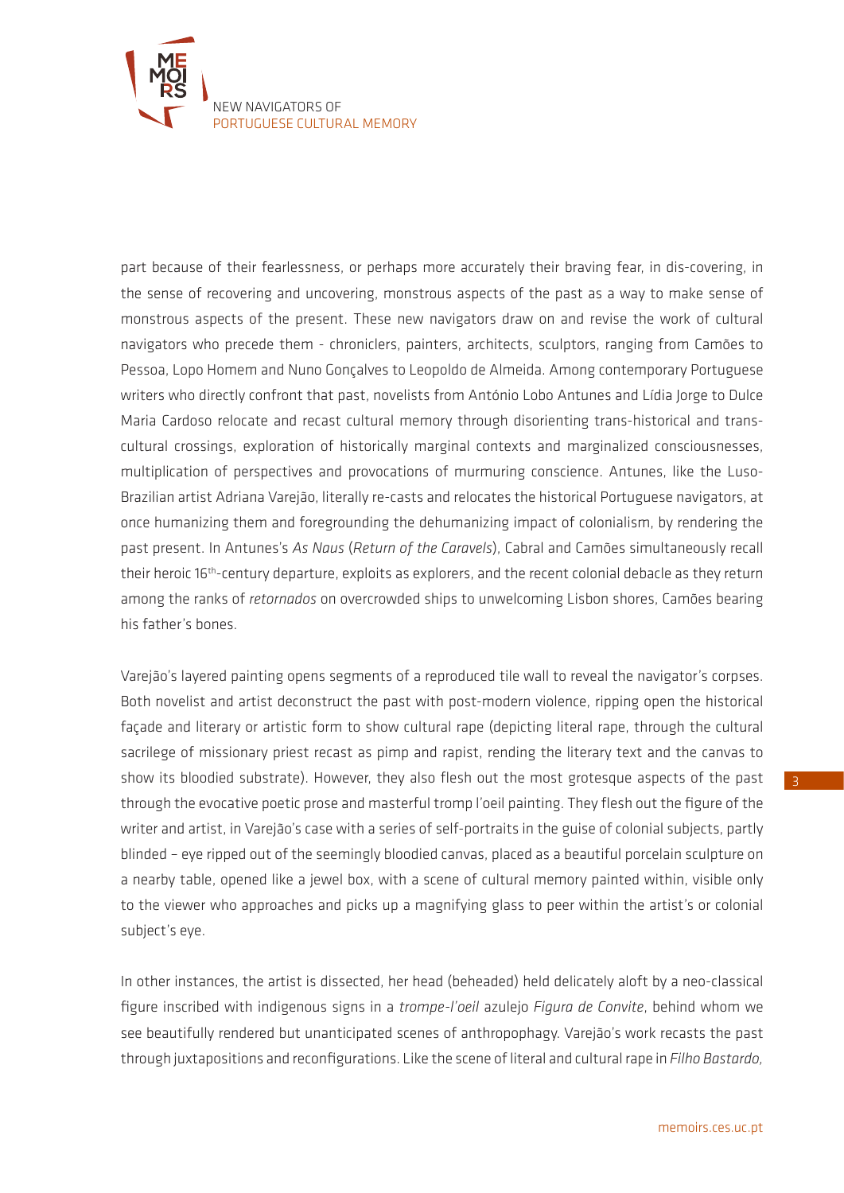part because of their fearlessness, or perhaps more accurately their braving fear, in dis-covering, in the sense of recovering and uncovering, monstrous aspects of the past as a way to make sense of monstrous aspects of the present. These new navigators draw on and revise the work of cultural navigators who precede them - chroniclers, painters, architects, sculptors, ranging from Camões to Pessoa, Lopo Homem and Nuno Gonçalves to Leopoldo de Almeida. Among contemporary Portuguese writers who directly confront that past, novelists from António Lobo Antunes and Lídia Jorge to Dulce Maria Cardoso relocate and recast cultural memory through disorienting trans-historical and trans-cultural crossings, exploration of historically marginal contexts and marginalized consciousnesses, multiplication of perspectives and provocations of murmuring conscience. Antunes, like the Luso-Brazilian artist Adriana Varejão, literally re-casts and relocates the historical Portuguese navigators, at once humanizing them and foregrounding the dehumanizing impact of colonialism, by rendering the past present. In Antunes's *As Naus* (*Return of the Caravels*), Cabral and Camões simultaneously recall their heroic 16th-century departure, exploits as explorers, and the recent colonial debacle as they return among the ranks of *retornados* on overcrowded ships to unwelcoming Lisbon shores, Camões bearing his father's bones.

Varejão's layered painting opens segments of a reproduced tile wall to reveal the navigator's corpses. Both novelist and artist deconstruct the past with post-modern violence, ripping open the historical façade and literary or artistic form to show cultural rape (depicting literal rape, through the cultural sacrilege of missionary priest recast as pimp and rapist, rending the literary text and the canvas to show its bloodied substrate). However, they also flesh out the most grotesque aspects of the past through the evocative poetic prose and masterful tromp l'oeil painting. They flesh out the figure of the writer and artist, in Varejão's case with a series of self-portraits in the guise of colonial subjects, partly blinded – eye ripped out of the seemingly bloodied canvas, placed as a beautiful porcelain sculpture on a nearby table, opened like a jewel box, with a scene of cultural memory painted within, visible only to the viewer who approaches and picks up a magnifying glass to peer within the artist's or colonial subject's eye.

In other instances, the artist is dissected, her head (beheaded) held delicately aloft by a neo-classical figure inscribed with indigenous signs in a *trompe-l'oeil* azulejo *Figura de Convite*, behind whom we see beautifully rendered but unanticipated scenes of anthropophagy. Varejão's work recasts the past through juxtapositions and reconfigurations. Like the scene of literal and cultural rape in *Filho Bastardo,*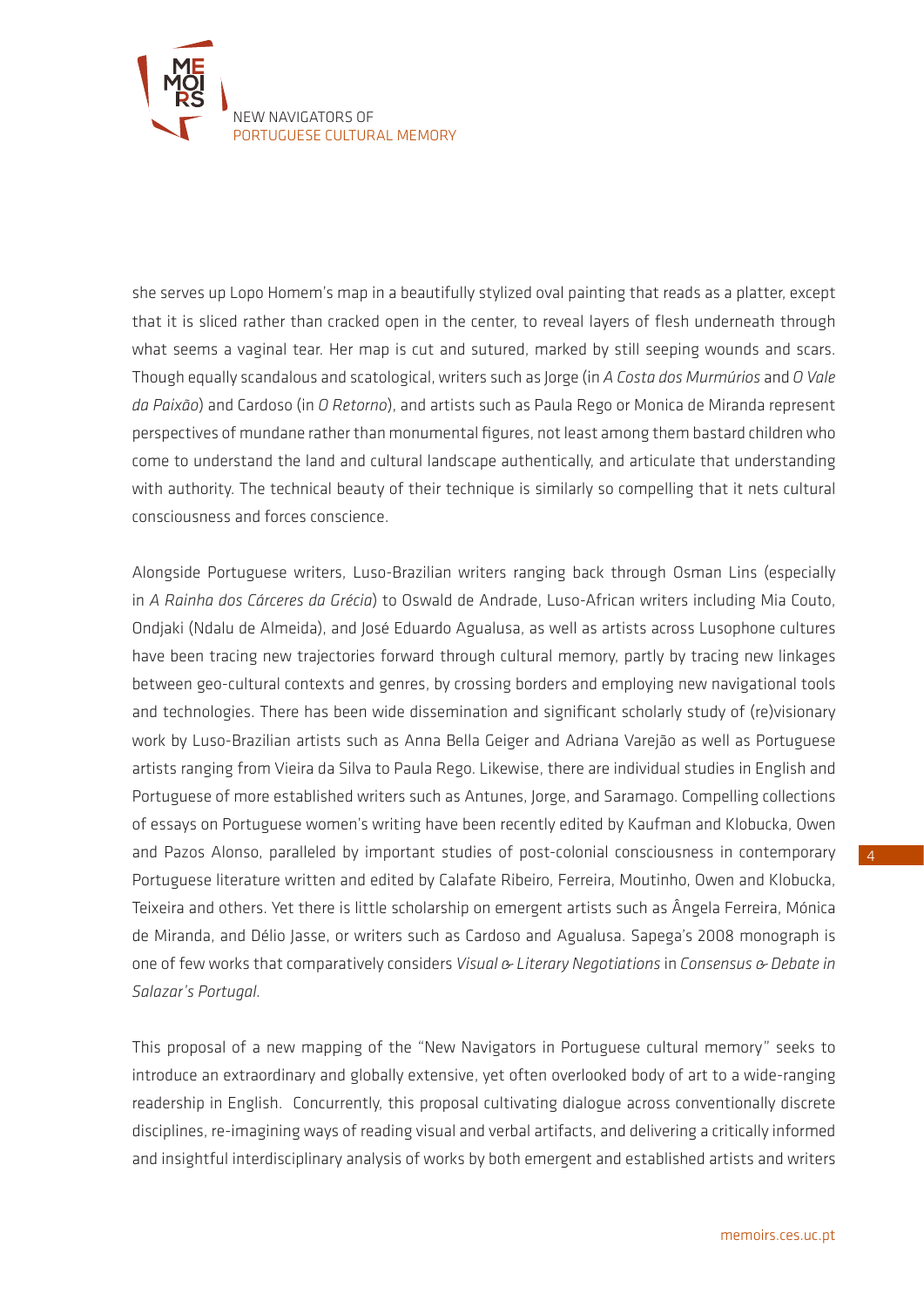she serves up Lopo Homem's map in a beautifully stylized oval painting that reads as a platter, except that it is sliced rather than cracked open in the center, to reveal layers of flesh underneath through what seems a vaginal tear. Her map is cut and sutured, marked by still seeping wounds and scars. Though equally scandalous and scatological, writers such as Jorge (in *A Costa dos Murmúrios* and *O Vale da Paixão*) and Cardoso (in *O Retorno*), and artists such as Paula Rego or Monica de Miranda represent perspectives of mundane rather than monumental figures, not least among them bastard children who come to understand the land and cultural landscape authentically, and articulate that understanding with authority. The technical beauty of their technique is similarly so compelling that it nets cultural consciousness and forces conscience.

Alongside Portuguese writers, Luso-Brazilian writers ranging back through Osman Lins (especially in *A Rainha dos Cárceres da Grécia*) to Oswald de Andrade, Luso-African writers including Mia Couto, Ondjaki (Ndalu de Almeida), and José Eduardo Agualusa, as well as artists across Lusophone cultures have been tracing new trajectories forward through cultural memory, partly by tracing new linkages between geo-cultural contexts and genres, by crossing borders and employing new navigational tools and technologies. There has been wide dissemination and significant scholarly study of (re)visionary work by Luso-Brazilian artists such as Anna Bella Geiger and Adriana Varejão as well as Portuguese artists ranging from Vieira da Silva to Paula Rego. Likewise, there are individual studies in English and Portuguese of more established writers such as Antunes, Jorge, and Saramago. Compelling collections of essays on Portuguese women's writing have been recently edited by Kaufman and Klobucka, Owen and Pazos Alonso, paralleled by important studies of post-colonial consciousness in contemporary Portuguese literature written and edited by Calafate Ribeiro, Ferreira, Moutinho, Owen and Klobucka, Teixeira and others. Yet there is little scholarship on emergent artists such as Ângela Ferreira, Mónica de Miranda, and Délio Jasse, or writers such as Cardoso and Agualusa. Sapega's 2008 monograph is one of few works that comparatively considers *Visual & Literary Negotiations* in *Consensus & Debate in Salazar's Portugal*.

This proposal of a new mapping of the "New Navigators in Portuguese cultural memory" seeks to introduce an extraordinary and globally extensive, yet often overlooked body of art to a wide-ranging readership in English. Concurrently, this proposal cultivating dialogue across conventionally discrete disciplines, re-imagining ways of reading visual and verbal artifacts, and delivering a critically informed and insightful interdisciplinary analysis of works by both emergent and established artists and writers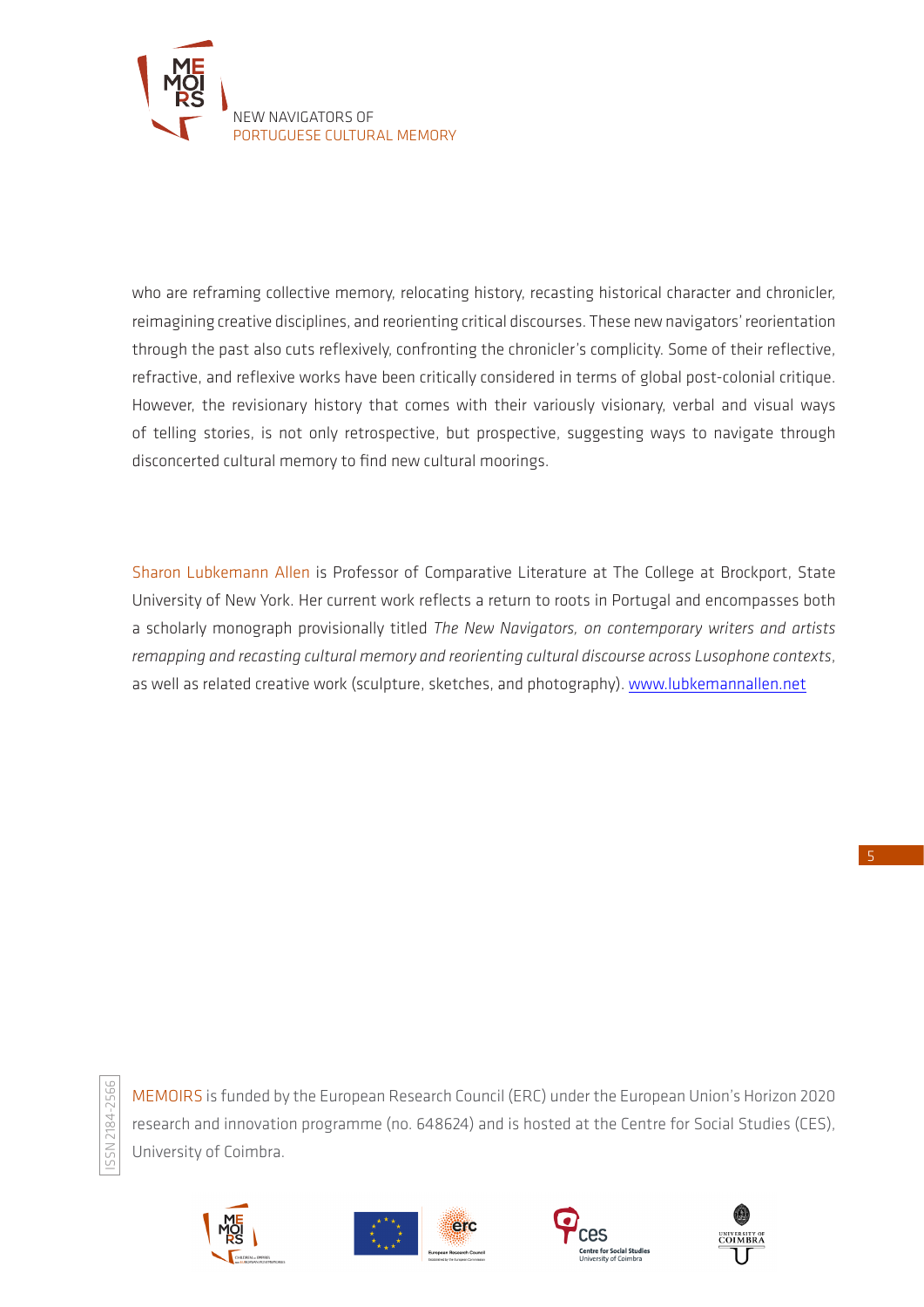who are reframing collective memory, relocating history, recasting historical character and chronicler, reimagining creative disciplines, and reorienting critical discourses. These new navigators' reorientation through the past also cuts reflexively, confronting the chronicler's complicity. Some of their reflective, refractive, and reflexive works have been critically considered in terms of global post-colonial critique. However, the revisionary history that comes with their variously visionary, verbal and visual ways of telling stories, is not only retrospective, but prospective, suggesting ways to navigate through disconcerted cultural memory to find new cultural moorings.

Sharon Lubkemann Allen is Professor of Comparative Literature at The College at Brockport, State University of New York. Her current work reflects a return to roots in Portugal and encompasses both a scholarly monograph provisionally titled *The New Navigators, on contemporary writers and artists remapping and recasting cultural memory and reorienting cultural discourse across Lusophone contexts*, as well as related creative work (sculpture, sketches, and photography). [www.lubkemannallen.net](http://www.lubkemannallen.net)

MEMOIRS is funded by the European Research Council (ERC) under the European Union's Horizon 2020 research and innovation programme (no. 648624) and is hosted at the Centre for Social Studies (CES), University of Coimbra.